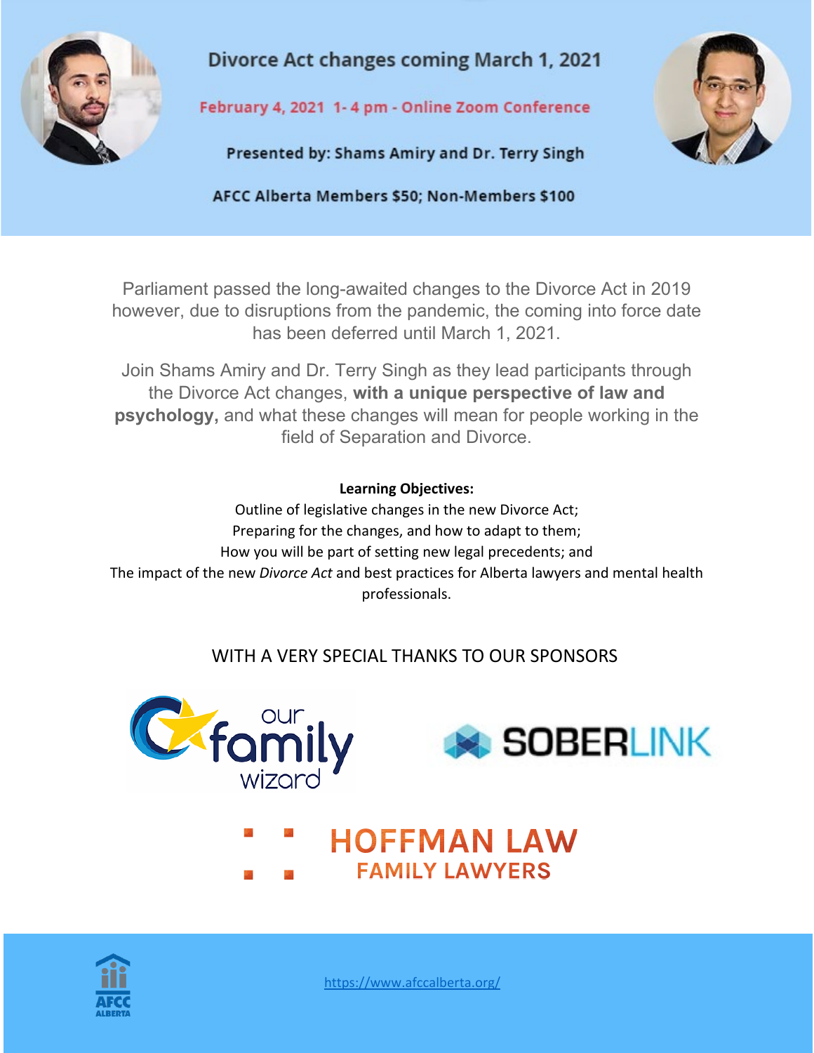# Divorce Act changes coming March 1, 2021

**February 4, 2021 1- 4 pm - Online Zoom Conference**

**Presented by: Shams Amiry and Dr. Terry Singh**

**AFCC Alberta Members $50; Non-Members $100**

Parliament passed the long-awaited changes to the Divorce Act in 2019 however, due to disruptions from the pandemic, the coming into force date has been deferred until March 1, 2021.

Join Shams Amiry and Dr. Terry Singh as they lead participants through the Divorce Act changes, **with a unique perspective of law and psychology,** and what these changes will mean for people working in the field of Separation and Divorce.

**Learning Objectives:**

Outline of legislative changes in the new Divorce Act;
Preparing for the changes, and how to adapt to them;
How you will be part of setting new legal precedents; and
The impact of the new *Divorce Act* and best practices for Alberta lawyers and mental health professionals.

WITH A VERY SPECIAL THANKS TO OUR SPONSORS

our family wizard

SOBERLINK

HOFFMAN LAW
FAMILY LAWYERS

AFCC ALBERTA

https://www.afccalberta.org/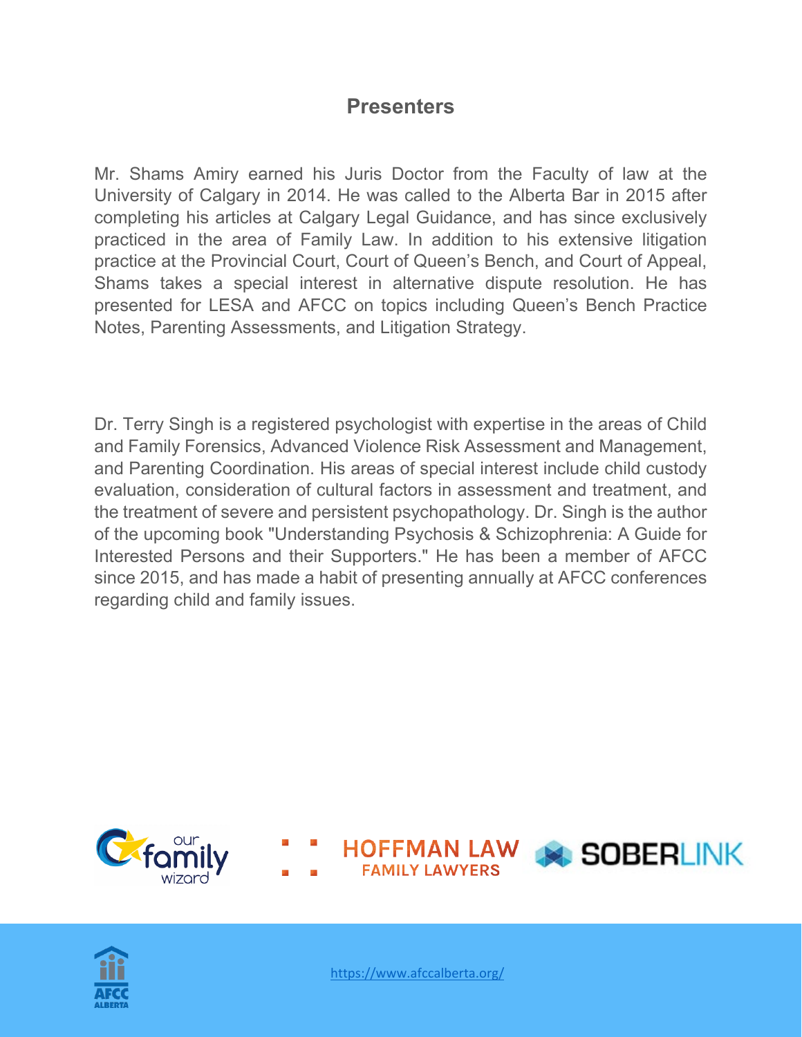## Presenters

Mr. Shams Amiry earned his Juris Doctor from the Faculty of law at the University of Calgary in 2014. He was called to the Alberta Bar in 2015 after completing his articles at Calgary Legal Guidance, and has since exclusively practiced in the area of Family Law. In addition to his extensive litigation practice at the Provincial Court, Court of Queen's Bench, and Court of Appeal, Shams takes a special interest in alternative dispute resolution. He has presented for LESA and AFCC on topics including Queen's Bench Practice Notes, Parenting Assessments, and Litigation Strategy.

Dr. Terry Singh is a registered psychologist with expertise in the areas of Child and Family Forensics, Advanced Violence Risk Assessment and Management, and Parenting Coordination. His areas of special interest include child custody evaluation, consideration of cultural factors in assessment and treatment, and the treatment of severe and persistent psychopathology. Dr. Singh is the author of the upcoming book "Understanding Psychosis & Schizophrenia: A Guide for Interested Persons and their Supporters." He has been a member of AFCC since 2015, and has made a habit of presenting annually at AFCC conferences regarding child and family issues.

our family wizard

HOFFMAN LAW
FAMILY LAWYERS

SOBERLINK

AFCC ALBERTA

https://www.afccalberta.org/